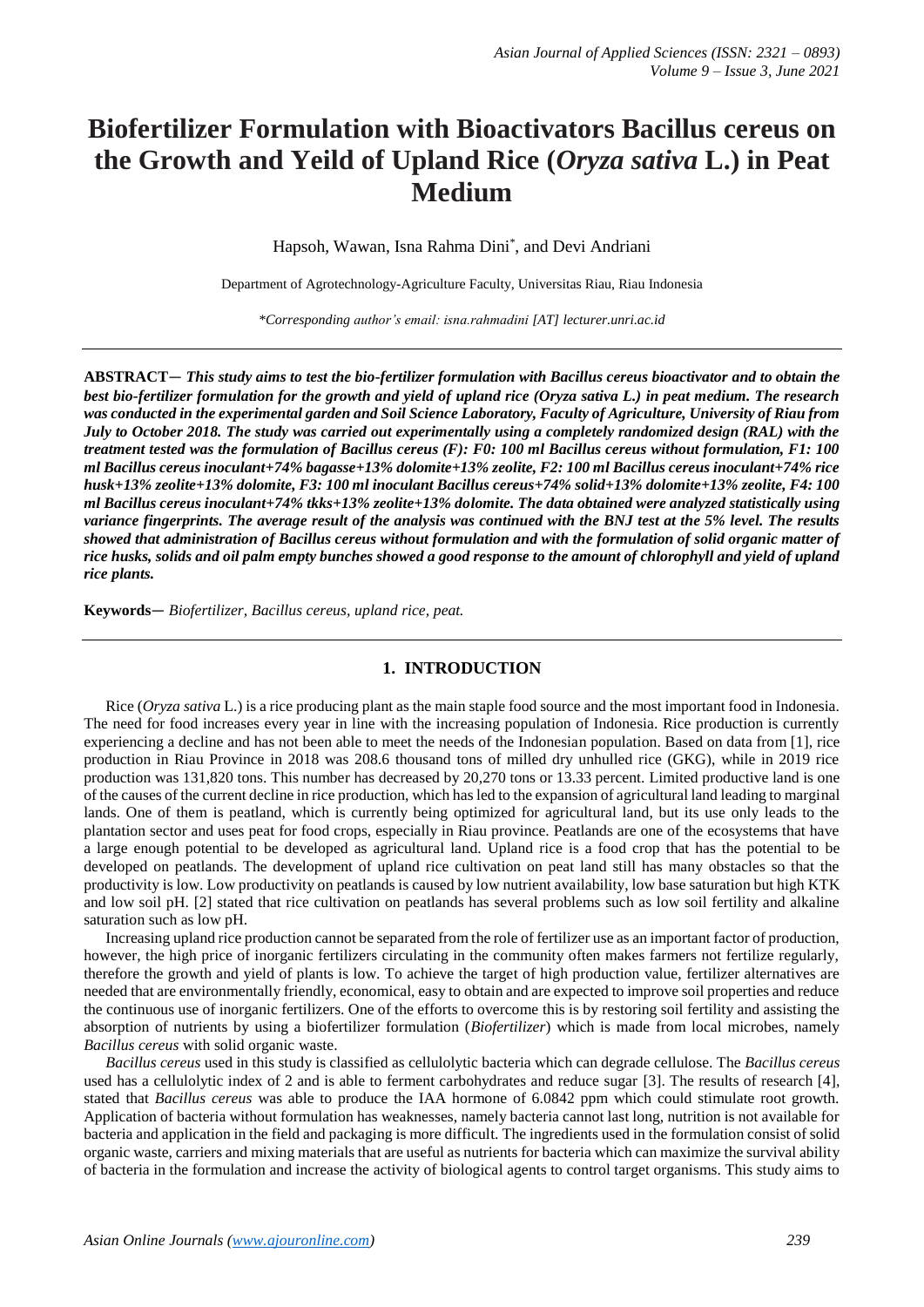# Biofertilizer Formulation with Bioactivators Bacillus cereus on the Growth and Yeild of Upland Rice (*Oryza sativa* L.) in Peat Medium

Hapsoh, Wawan, Isna Rahma Dini*, and Devi Andriani

Department of Agrotechnology-Agriculture Faculty, Universitas Riau, Riau Indonesia

*\*Corresponding author's email: isna.rahmadini [AT] lecturer.unri.ac.id*

---

**ABSTRACT—** ***This study aims to test the bio-fertilizer formulation with Bacillus cereus bioactivator and to obtain the best bio-fertilizer formulation for the growth and yield of upland rice (Oryza sativa L.) in peat medium. The research was conducted in the experimental garden and Soil Science Laboratory, Faculty of Agriculture, University of Riau from July to October 2018. The study was carried out experimentally using a completely randomized design (RAL) with the treatment tested was the formulation of Bacillus cereus (F): F0: 100 ml Bacillus cereus without formulation, F1: 100 ml Bacillus cereus inoculant+74% bagasse+13% dolomite+13% zeolite, F2: 100 ml Bacillus cereus inoculant+74% rice husk+13% zeolite+13% dolomite, F3: 100 ml inoculant Bacillus cereus+74% solid+13% dolomite+13% zeolite, F4: 100 ml Bacillus cereus inoculant+74% tkks+13% zeolite+13% dolomite. The data obtained were analyzed statistically using variance fingerprints. The average result of the analysis was continued with the BNJ test at the 5% level. The results showed that administration of Bacillus cereus without formulation and with the formulation of solid organic matter of rice husks, solids and oil palm empty bunches showed a good response to the amount of chlorophyll and yield of upland rice plants.***

**Keywords—** *Biofertilizer, Bacillus cereus, upland rice, peat.*

---

## 1. INTRODUCTION

Rice (*Oryza sativa* L.) is a rice producing plant as the main staple food source and the most important food in Indonesia. The need for food increases every year in line with the increasing population of Indonesia. Rice production is currently experiencing a decline and has not been able to meet the needs of the Indonesian population. Based on data from [1], rice production in Riau Province in 2018 was 208.6 thousand tons of milled dry unhulled rice (GKG), while in 2019 rice production was 131,820 tons. This number has decreased by 20,270 tons or 13.33 percent. Limited productive land is one of the causes of the current decline in rice production, which has led to the expansion of agricultural land leading to marginal lands. One of them is peatland, which is currently being optimized for agricultural land, but its use only leads to the plantation sector and uses peat for food crops, especially in Riau province. Peatlands are one of the ecosystems that have a large enough potential to be developed as agricultural land. Upland rice is a food crop that has the potential to be developed on peatlands. The development of upland rice cultivation on peat land still has many obstacles so that the productivity is low. Low productivity on peatlands is caused by low nutrient availability, low base saturation but high KTK and low soil pH. [2] stated that rice cultivation on peatlands has several problems such as low soil fertility and alkaline saturation such as low pH.

Increasing upland rice production cannot be separated from the role of fertilizer use as an important factor of production, however, the high price of inorganic fertilizers circulating in the community often makes farmers not fertilize regularly, therefore the growth and yield of plants is low. To achieve the target of high production value, fertilizer alternatives are needed that are environmentally friendly, economical, easy to obtain and are expected to improve soil properties and reduce the continuous use of inorganic fertilizers. One of the efforts to overcome this is by restoring soil fertility and assisting the absorption of nutrients by using a biofertilizer formulation (*Biofertilizer*) which is made from local microbes, namely *Bacillus cereus* with solid organic waste.

*Bacillus cereus* used in this study is classified as cellulolytic bacteria which can degrade cellulose. The *Bacillus cereus* used has a cellulolytic index of 2 and is able to ferment carbohydrates and reduce sugar [3]. The results of research [4], stated that *Bacillus cereus* was able to produce the IAA hormone of 6.0842 ppm which could stimulate root growth. Application of bacteria without formulation has weaknesses, namely bacteria cannot last long, nutrition is not available for bacteria and application in the field and packaging is more difficult. The ingredients used in the formulation consist of solid organic waste, carriers and mixing materials that are useful as nutrients for bacteria which can maximize the survival ability of bacteria in the formulation and increase the activity of biological agents to control target organisms. This study aims to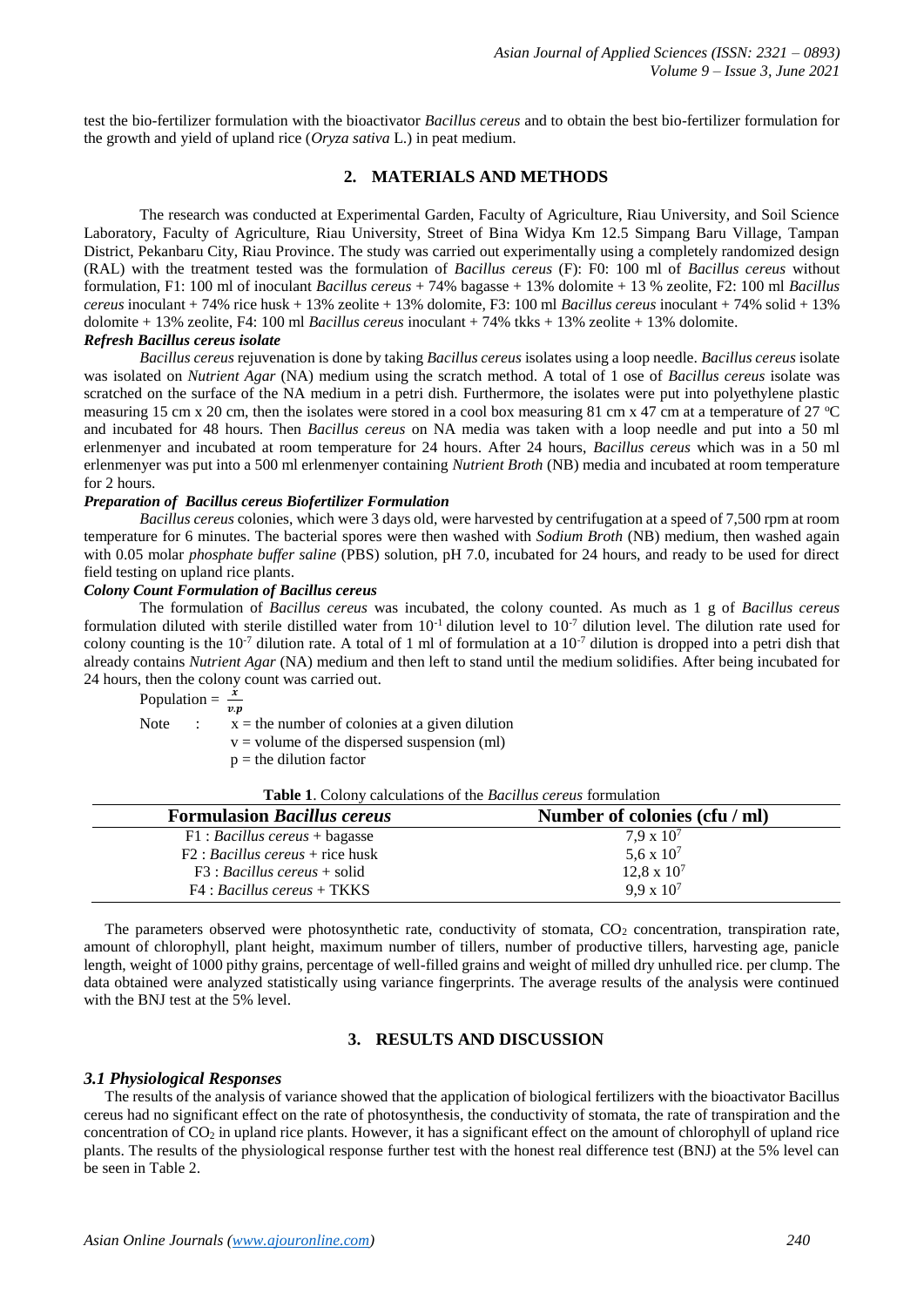test the bio-fertilizer formulation with the bioactivator *Bacillus cereus* and to obtain the best bio-fertilizer formulation for the growth and yield of upland rice (*Oryza sativa* L.) in peat medium.

## 2. MATERIALS AND METHODS

The research was conducted at Experimental Garden, Faculty of Agriculture, Riau University, and Soil Science Laboratory, Faculty of Agriculture, Riau University, Street of Bina Widya Km 12.5 Simpang Baru Village, Tampan District, Pekanbaru City, Riau Province. The study was carried out experimentally using a completely randomized design (RAL) with the treatment tested was the formulation of *Bacillus cereus* (F): F0: 100 ml of *Bacillus cereus* without formulation, F1: 100 ml of inoculant *Bacillus cereus* + 74% bagasse + 13% dolomite + 13 % zeolite, F2: 100 ml *Bacillus cereus* inoculant + 74% rice husk + 13% zeolite + 13% dolomite, F3: 100 ml *Bacillus cereus* inoculant + 74% solid + 13% dolomite + 13% zeolite, F4: 100 ml *Bacillus cereus* inoculant + 74% tkks + 13% zeolite + 13% dolomite.

***Refresh Bacillus cereus isolate***

*Bacillus cereus* rejuvenation is done by taking *Bacillus cereus* isolates using a loop needle. *Bacillus cereus* isolate was isolated on *Nutrient Agar* (NA) medium using the scratch method. A total of 1 ose of *Bacillus cereus* isolate was scratched on the surface of the NA medium in a petri dish. Furthermore, the isolates were put into polyethylene plastic measuring 15 cm x 20 cm, then the isolates were stored in a cool box measuring 81 cm x 47 cm at a temperature of 27 ºC and incubated for 48 hours. Then *Bacillus cereus* on NA media was taken with a loop needle and put into a 50 ml erlenmenyer and incubated at room temperature for 24 hours. After 24 hours, *Bacillus cereus* which was in a 50 ml erlenmenyer was put into a 500 ml erlenmenyer containing *Nutrient Broth* (NB) media and incubated at room temperature for 2 hours.

***Preparation of Bacillus cereus Biofertilizer Formulation***

*Bacillus cereus* colonies, which were 3 days old, were harvested by centrifugation at a speed of 7,500 rpm at room temperature for 6 minutes. The bacterial spores were then washed with *Sodium Broth* (NB) medium, then washed again with 0.05 molar *phosphate buffer saline* (PBS) solution, pH 7.0, incubated for 24 hours, and ready to be used for direct field testing on upland rice plants.

***Colony Count Formulation of Bacillus cereus***

The formulation of *Bacillus cereus* was incubated, the colony counted. As much as 1 g of *Bacillus cereus* formulation diluted with sterile distilled water from $10^{-1}$ dilution level to $10^{-7}$ dilution level. The dilution rate used for colony counting is the $10^{-7}$ dilution rate. A total of 1 ml of formulation at a $10^{-7}$ dilution is dropped into a petri dish that already contains *Nutrient Agar* (NA) medium and then left to stand until the medium solidifies. After being incubated for 24 hours, then the colony count was carried out.

$$\text{Population} = \frac{x}{v.p}$$

Note : $x$ = the number of colonies at a given dilution
$v$ = volume of the dispersed suspension (ml)
$p$ = the dilution factor

**Table 1**. Colony calculations of the *Bacillus cereus* formulation

| Formulasion *Bacillus cereus* | Number of colonies (cfu / ml) |
|---|---|
| F1 : *Bacillus cereus* + bagasse | $7{,}9 \times 10^7$ |
| F2 : *Bacillus cereus* + rice husk | $5{,}6 \times 10^7$ |
| F3 : *Bacillus cereus* + solid | $12{,}8 \times 10^7$ |
| F4 : *Bacillus cereus* + TKKS | $9{,}9 \times 10^7$ |

The parameters observed were photosynthetic rate, conductivity of stomata, $CO_2$ concentration, transpiration rate, amount of chlorophyll, plant height, maximum number of tillers, number of productive tillers, harvesting age, panicle length, weight of 1000 pithy grains, percentage of well-filled grains and weight of milled dry unhulled rice. per clump. The data obtained were analyzed statistically using variance fingerprints. The average results of the analysis were continued with the BNJ test at the 5% level.

## 3. RESULTS AND DISCUSSION

### *3.1 Physiological Responses*

The results of the analysis of variance showed that the application of biological fertilizers with the bioactivator Bacillus cereus had no significant effect on the rate of photosynthesis, the conductivity of stomata, the rate of transpiration and the concentration of $CO_2$ in upland rice plants. However, it has a significant effect on the amount of chlorophyll of upland rice plants. The results of the physiological response further test with the honest real difference test (BNJ) at the 5% level can be seen in Table 2.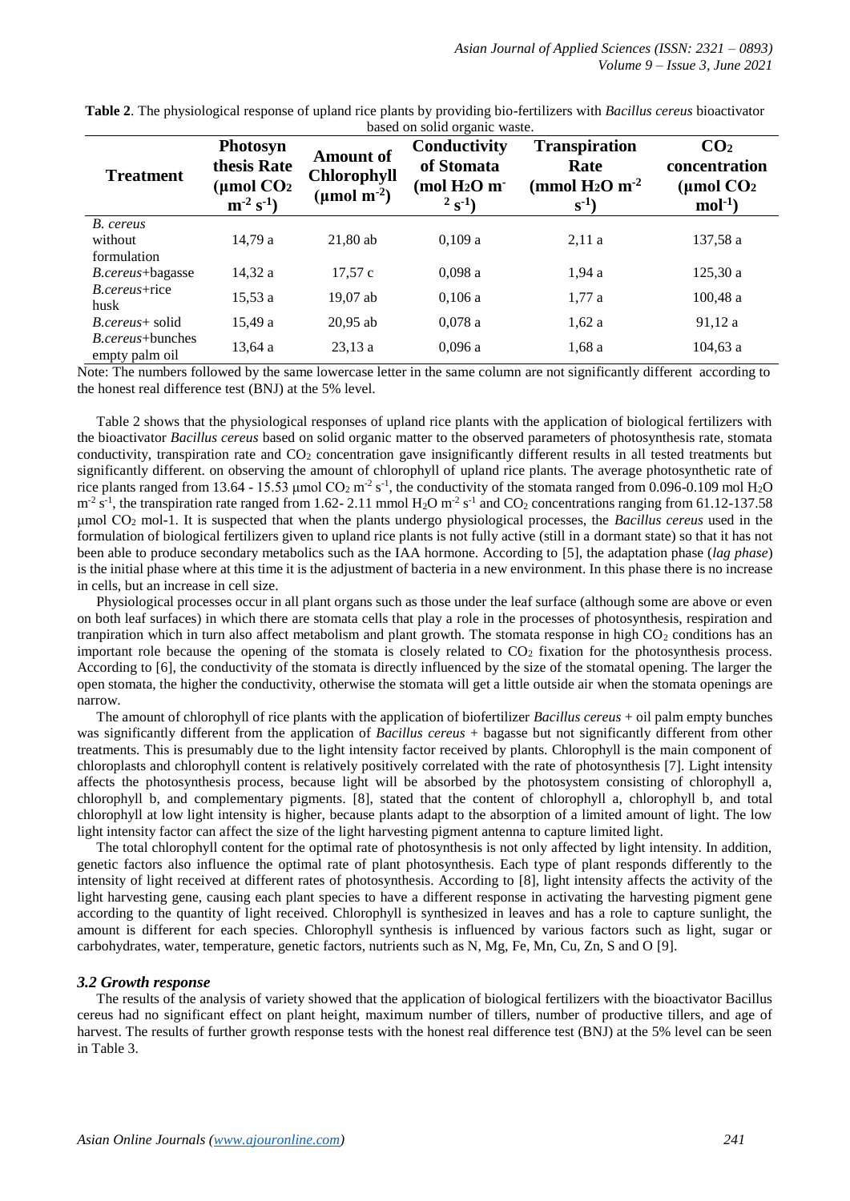**Table 2**. The physiological response of upland rice plants by providing bio-fertilizers with *Bacillus cereus* bioactivator based on solid organic waste.

| Treatment | Photosynthesis Rate (μmol $CO_2$ $m^{-2}$ $s^{-1}$) | Amount of Chlorophyll (μmol $m^{-2}$) | Conductivity of Stomata (mol $H_2O$ $m^{-2}$ $s^{-1}$) | Transpiration Rate (mmol $H_2O$ $m^{-2}$ $s^{-1}$) | $CO_2$ concentration (μmol $CO_2$ $mol^{-1}$) |
|---|---|---|---|---|---|
| *B. cereus* without formulation | 14,79 a | 21,80 ab | 0,109 a | 2,11 a | 137,58 a |
| *B.cereus*+bagasse | 14,32 a | 17,57 c | 0,098 a | 1,94 a | 125,30 a |
| *B.cereus*+rice husk | 15,53 a | 19,07 ab | 0,106 a | 1,77 a | 100,48 a |
| *B.cereus*+ solid | 15,49 a | 20,95 ab | 0,078 a | 1,62 a | 91,12 a |
| *B.cereus*+bunches empty palm oil | 13,64 a | 23,13 a | 0,096 a | 1,68 a | 104,63 a |

Note: The numbers followed by the same lowercase letter in the same column are not significantly different according to the honest real difference test (BNJ) at the 5% level.

Table 2 shows that the physiological responses of upland rice plants with the application of biological fertilizers with the bioactivator *Bacillus cereus* based on solid organic matter to the observed parameters of photosynthesis rate, stomata conductivity, transpiration rate and $CO_2$ concentration gave insignificantly different results in all tested treatments but significantly different. on observing the amount of chlorophyll of upland rice plants. The average photosynthetic rate of rice plants ranged from 13.64 - 15.53 μmol $CO_2$ $m^{-2}$ $s^{-1}$, the conductivity of the stomata ranged from 0.096-0.109 mol $H_2O$ $m^{-2}$ $s^{-1}$, the transpiration rate ranged from 1.62- 2.11 mmol $H_2O$ $m^{-2}$ $s^{-1}$ and $CO_2$ concentrations ranging from 61.12-137.58 μmol $CO_2$ mol-1. It is suspected that when the plants undergo physiological processes, the *Bacillus cereus* used in the formulation of biological fertilizers given to upland rice plants is not fully active (still in a dormant state) so that it has not been able to produce secondary metabolics such as the IAA hormone. According to [5], the adaptation phase (*lag phase*) is the initial phase where at this time it is the adjustment of bacteria in a new environment. In this phase there is no increase in cells, but an increase in cell size.

Physiological processes occur in all plant organs such as those under the leaf surface (although some are above or even on both leaf surfaces) in which there are stomata cells that play a role in the processes of photosynthesis, respiration and tranpiration which in turn also affect metabolism and plant growth. The stomata response in high $CO_2$ conditions has an important role because the opening of the stomata is closely related to $CO_2$ fixation for the photosynthesis process. According to [6], the conductivity of the stomata is directly influenced by the size of the stomatal opening. The larger the open stomata, the higher the conductivity, otherwise the stomata will get a little outside air when the stomata openings are narrow.

The amount of chlorophyll of rice plants with the application of biofertilizer *Bacillus cereus* + oil palm empty bunches was significantly different from the application of *Bacillus cereus* + bagasse but not significantly different from other treatments. This is presumably due to the light intensity factor received by plants. Chlorophyll is the main component of chloroplasts and chlorophyll content is relatively positively correlated with the rate of photosynthesis [7]. Light intensity affects the photosynthesis process, because light will be absorbed by the photosystem consisting of chlorophyll a, chlorophyll b, and complementary pigments. [8], stated that the content of chlorophyll a, chlorophyll b, and total chlorophyll at low light intensity is higher, because plants adapt to the absorption of a limited amount of light. The low light intensity factor can affect the size of the light harvesting pigment antenna to capture limited light.

The total chlorophyll content for the optimal rate of photosynthesis is not only affected by light intensity. In addition, genetic factors also influence the optimal rate of plant photosynthesis. Each type of plant responds differently to the intensity of light received at different rates of photosynthesis. According to [8], light intensity affects the activity of the light harvesting gene, causing each plant species to have a different response in activating the harvesting pigment gene according to the quantity of light received. Chlorophyll is synthesized in leaves and has a role to capture sunlight, the amount is different for each species. Chlorophyll synthesis is influenced by various factors such as light, sugar or carbohydrates, water, temperature, genetic factors, nutrients such as N, Mg, Fe, Mn, Cu, Zn, S and O [9].

### *3.2 Growth response*

The results of the analysis of variety showed that the application of biological fertilizers with the bioactivator Bacillus cereus had no significant effect on plant height, maximum number of tillers, number of productive tillers, and age of harvest. The results of further growth response tests with the honest real difference test (BNJ) at the 5% level can be seen in Table 3.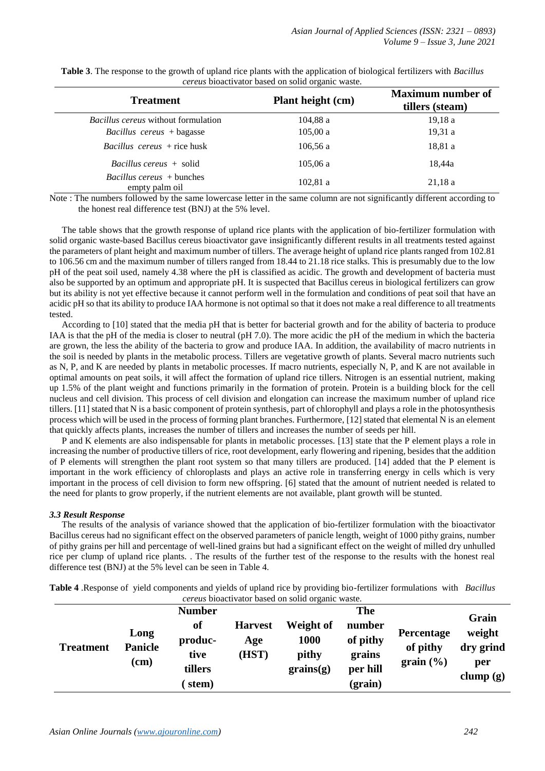**Table 3**. The response to the growth of upland rice plants with the application of biological fertilizers with *Bacillus cereus* bioactivator based on solid organic waste.

| Treatment | Plant height (cm) | Maximum number of tillers (steam) |
|---|---|---|
| *Bacillus cereus* without formulation | 104,88 a | 19,18 a |
| *Bacillus cereus* + bagasse | 105,00 a | 19,31 a |
| *Bacillus cereus* + rice husk | 106,56 a | 18,81 a |
| *Bacillus cereus* + solid | 105,06 a | 18,44a |
| *Bacillus cereus* + bunches empty palm oil | 102,81 a | 21,18 a |

Note : The numbers followed by the same lowercase letter in the same column are not significantly different according to the honest real difference test (BNJ) at the 5% level.

The table shows that the growth response of upland rice plants with the application of bio-fertilizer formulation with solid organic waste-based Bacillus cereus bioactivator gave insignificantly different results in all treatments tested against the parameters of plant height and maximum number of tillers. The average height of upland rice plants ranged from 102.81 to 106.56 cm and the maximum number of tillers ranged from 18.44 to 21.18 rice stalks. This is presumably due to the low pH of the peat soil used, namely 4.38 where the pH is classified as acidic. The growth and development of bacteria must also be supported by an optimum and appropriate pH. It is suspected that Bacillus cereus in biological fertilizers can grow but its ability is not yet effective because it cannot perform well in the formulation and conditions of peat soil that have an acidic pH so that its ability to produce IAA hormone is not optimal so that it does not make a real difference to all treatments tested.

According to [10] stated that the media pH that is better for bacterial growth and for the ability of bacteria to produce IAA is that the pH of the media is closer to neutral (pH 7.0). The more acidic the pH of the medium in which the bacteria are grown, the less the ability of the bacteria to grow and produce IAA. In addition, the availability of macro nutrients in the soil is needed by plants in the metabolic process. Tillers are vegetative growth of plants. Several macro nutrients such as N, P, and K are needed by plants in metabolic processes. If macro nutrients, especially N, P, and K are not available in optimal amounts on peat soils, it will affect the formation of upland rice tillers. Nitrogen is an essential nutrient, making up 1.5% of the plant weight and functions primarily in the formation of protein. Protein is a building block for the cell nucleus and cell division. This process of cell division and elongation can increase the maximum number of upland rice tillers. [11] stated that N is a basic component of protein synthesis, part of chlorophyll and plays a role in the photosynthesis process which will be used in the process of forming plant branches. Furthermore, [12] stated that elemental N is an element that quickly affects plants, increases the number of tillers and increases the number of seeds per hill.

P and K elements are also indispensable for plants in metabolic processes. [13] state that the P element plays a role in increasing the number of productive tillers of rice, root development, early flowering and ripening, besides that the addition of P elements will strengthen the plant root system so that many tillers are produced. [14] added that the P element is important in the work efficiency of chloroplasts and plays an active role in transferring energy in cells which is very important in the process of cell division to form new offspring. [6] stated that the amount of nutrient needed is related to the need for plants to grow properly, if the nutrient elements are not available, plant growth will be stunted.

### *3.3 Result Response*

The results of the analysis of variance showed that the application of bio-fertilizer formulation with the bioactivator Bacillus cereus had no significant effect on the observed parameters of panicle length, weight of 1000 pithy grains, number of pithy grains per hill and percentage of well-lined grains but had a significant effect on the weight of milled dry unhulled rice per clump of upland rice plants. . The results of the further test of the response to the results with the honest real difference test (BNJ) at the 5% level can be seen in Table 4.

**Table 4** .Response of yield components and yields of upland rice by providing bio-fertilizer formulations with *Bacillus cereus* bioactivator based on solid organic waste.

| Treatment | Long Panicle (cm) | Number of productive tillers ( stem) | Harvest Age (HST) | Weight of 1000 pithy grains(g) | The number of pithy grains per hill (grain) | Percentage of pithy grain (%) | Grain weight dry grind per clump (g) |
|---|---|---|---|---|---|---|---|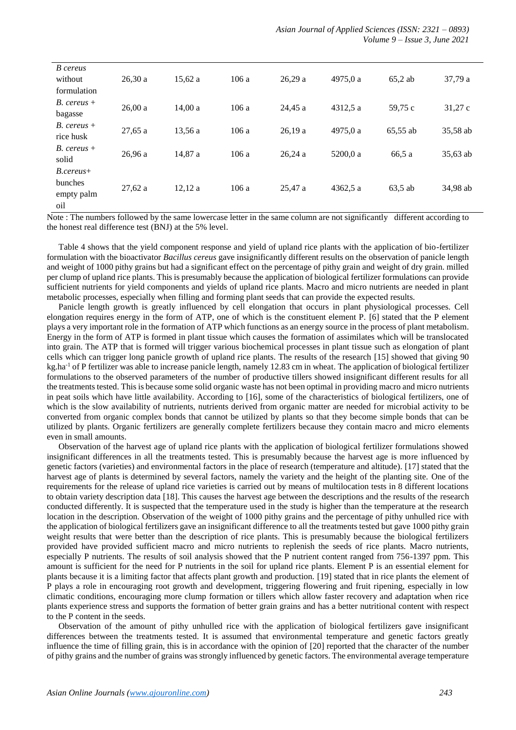| | | | | | | | |
|---|---|---|---|---|---|---|---|
| *B cereus* without formulation | 26,30 a | 15,62 a | 106 a | 26,29 a | 4975,0 a | 65,2 ab | 37,79 a |
| *B. cereus* + bagasse | 26,00 a | 14,00 a | 106 a | 24,45 a | 4312,5 a | 59,75 c | 31,27 c |
| *B. cereus* + rice husk | 27,65 a | 13,56 a | 106 a | 26,19 a | 4975,0 a | 65,55 ab | 35,58 ab |
| *B. cereus* + solid | 26,96 a | 14,87 a | 106 a | 26,24 a | 5200,0 a | 66,5 a | 35,63 ab |
| *B.cereus*+ bunches empty palm oil | 27,62 a | 12,12 a | 106 a | 25,47 a | 4362,5 a | 63,5 ab | 34,98 ab |

Note : The numbers followed by the same lowercase letter in the same column are not significantly different according to the honest real difference test (BNJ) at the 5% level.

Table 4 shows that the yield component response and yield of upland rice plants with the application of bio-fertilizer formulation with the bioactivator *Bacillus cereus* gave insignificantly different results on the observation of panicle length and weight of 1000 pithy grains but had a significant effect on the percentage of pithy grain and weight of dry grain. milled per clump of upland rice plants. This is presumably because the application of biological fertilizer formulations can provide sufficient nutrients for yield components and yields of upland rice plants. Macro and micro nutrients are needed in plant metabolic processes, especially when filling and forming plant seeds that can provide the expected results.

Panicle length growth is greatly influenced by cell elongation that occurs in plant physiological processes. Cell elongation requires energy in the form of ATP, one of which is the constituent element P. [6] stated that the P element plays a very important role in the formation of ATP which functions as an energy source in the process of plant metabolism. Energy in the form of ATP is formed in plant tissue which causes the formation of assimilates which will be translocated into grain. The ATP that is formed will trigger various biochemical processes in plant tissue such as elongation of plant cells which can trigger long panicle growth of upland rice plants. The results of the research [15] showed that giving 90 $kg.ha^{-1}$ of P fertilizer was able to increase panicle length, namely 12.83 cm in wheat. The application of biological fertilizer formulations to the observed parameters of the number of productive tillers showed insignificant different results for all the treatments tested. This is because some solid organic waste has not been optimal in providing macro and micro nutrients in peat soils which have little availability. According to [16], some of the characteristics of biological fertilizers, one of which is the slow availability of nutrients, nutrients derived from organic matter are needed for microbial activity to be converted from organic complex bonds that cannot be utilized by plants so that they become simple bonds that can be utilized by plants. Organic fertilizers are generally complete fertilizers because they contain macro and micro elements even in small amounts.

Observation of the harvest age of upland rice plants with the application of biological fertilizer formulations showed insignificant differences in all the treatments tested. This is presumably because the harvest age is more influenced by genetic factors (varieties) and environmental factors in the place of research (temperature and altitude). [17] stated that the harvest age of plants is determined by several factors, namely the variety and the height of the planting site. One of the requirements for the release of upland rice varieties is carried out by means of multilocation tests in 8 different locations to obtain variety description data [18]. This causes the harvest age between the descriptions and the results of the research conducted differently. It is suspected that the temperature used in the study is higher than the temperature at the research location in the description. Observation of the weight of 1000 pithy grains and the percentage of pithy unhulled rice with the application of biological fertilizers gave an insignificant difference to all the treatments tested but gave 1000 pithy grain weight results that were better than the description of rice plants. This is presumably because the biological fertilizers provided have provided sufficient macro and micro nutrients to replenish the seeds of rice plants. Macro nutrients, especially P nutrients. The results of soil analysis showed that the P nutrient content ranged from 756-1397 ppm. This amount is sufficient for the need for P nutrients in the soil for upland rice plants. Element P is an essential element for plants because it is a limiting factor that affects plant growth and production. [19] stated that in rice plants the element of P plays a role in encouraging root growth and development, triggering flowering and fruit ripening, especially in low climatic conditions, encouraging more clump formation or tillers which allow faster recovery and adaptation when rice plants experience stress and supports the formation of better grain grains and has a better nutritional content with respect to the P content in the seeds.

Observation of the amount of pithy unhulled rice with the application of biological fertilizers gave insignificant differences between the treatments tested. It is assumed that environmental temperature and genetic factors greatly influence the time of filling grain, this is in accordance with the opinion of [20] reported that the character of the number of pithy grains and the number of grains was strongly influenced by genetic factors. The environmental average temperature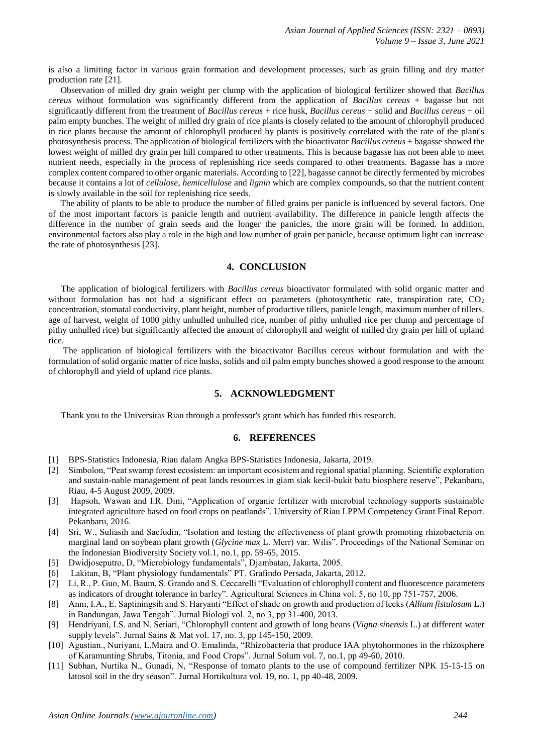is also a limiting factor in various grain formation and development processes, such as grain filling and dry matter production rate [21].

Observation of milled dry grain weight per clump with the application of biological fertilizer showed that *Bacillus cereus* without formulation was significantly different from the application of *Bacillus cereus* + bagasse but not significantly different from the treatment of *Bacillus cereus* + rice husk, *Bacillus cereus* + solid and *Bacillus cereus* + oil palm empty bunches. The weight of milled dry grain of rice plants is closely related to the amount of chlorophyll produced in rice plants because the amount of chlorophyll produced by plants is positively correlated with the rate of the plant's photosynthesis process. The application of biological fertilizers with the bioactivator *Bacillus cereus* + bagasse showed the lowest weight of milled dry grain per hill compared to other treatments. This is because bagasse has not been able to meet nutrient needs, especially in the process of replenishing rice seeds compared to other treatments. Bagasse has a more complex content compared to other organic materials. According to [22], bagasse cannot be directly fermented by microbes because it contains a lot of *cellulose*, *hemicellulose* and *lignin* which are complex compounds, so that the nutrient content is slowly available in the soil for replenishing rice seeds.

The ability of plants to be able to produce the number of filled grains per panicle is influenced by several factors. One of the most important factors is panicle length and nutrient availability. The difference in panicle length affects the difference in the number of grain seeds and the longer the panicles, the more grain will be formed. In addition, environmental factors also play a role in the high and low number of grain per panicle, because optimum light can increase the rate of photosynthesis [23].

## 4. CONCLUSION

The application of biological fertilizers with *Bacillus cereus* bioactivator formulated with solid organic matter and without formulation has not had a significant effect on parameters (photosynthetic rate, transpiration rate, $CO_2$ concentration, stomatal conductivity, plant height, number of productive tillers, panicle length, maximum number of tillers. age of harvest, weight of 1000 pithy unhulled unhulled rice, number of pithy unhulled rice per clump and percentage of pithy unhulled rice) but significantly affected the amount of chlorophyll and weight of milled dry grain per hill of upland rice.

The application of biological fertilizers with the bioactivator Bacillus cereus without formulation and with the formulation of solid organic matter of rice husks, solids and oil palm empty bunches showed a good response to the amount of chlorophyll and yield of upland rice plants.

## 5. ACKNOWLEDGMENT

Thank you to the Universitas Riau through a professor's grant which has funded this research.

## 6. REFERENCES

[1] BPS-Statistics Indonesia, Riau dalam Angka BPS-Statistics Indonesia, Jakarta, 2019.

[2] Simbolon, "Peat swamp forest ecosistem: an important ecosistem and regional spatial planning. Scientific exploration and sustain-nable management of peat lands resources in giam siak kecil-bukit batu biosphere reserve", Pekanbaru, Riau, 4-5 August 2009, 2009.

[3] Hapsoh, Wawan and I.R. Dini, "Application of organic fertilizer with microbial technology supports sustainable integrated agriculture based on food crops on peatlands". University of Riau LPPM Competency Grant Final Report. Pekanbaru, 2016.

[4] Sri, W., Suliasih and Saefudin, "Isolation and testing the effectiveness of plant growth promoting rhizobacteria on marginal land on soybean plant growth (*Glycine max* L. Merr) var. Wilis". Proceedings of the National Seminar on the Indonesian Biodiversity Society vol.1, no.1, pp. 59-65, 2015.

[5] Dwidjoseputro, D, "Microbiology fundamentals", Djambatan, Jakarta, 2005.

[6] Lakitan, B, "Plant physiology fundamentals" PT. Grafindo Persada, Jakarta, 2012.

[7] Li, R., P. Guo, M. Baum, S. Grando and S. Ceccarelli "Evaluation of chlorophyll content and fluorescence parameters as indicators of drought tolerance in barley". Agricultural Sciences in China vol. 5, no 10, pp 751-757, 2006.

[8] Anni, I.A., E. Saptiningsih and S. Haryanti "Effect of shade on growth and production of leeks (*Allium fistulosum* L.) in Bandungan, Jawa Tengah". Jurnal Biologi vol. 2, no 3, pp 31-400, 2013.

[9] Hendriyani, I.S. and N. Setiari, "Chlorophyll content and growth of long beans (*Vigna sinensis* L.) at different water supply levels". Jurnal Sains & Mat vol. 17, no. 3, pp 145-150, 2009.

[10] Agustian., Nuriyani, L.Maira and O. Emalinda, "Rhizobacteria that produce IAA phytohormones in the rhizosphere of Karamunting Shrubs, Titonia, and Food Crops". Jurnal Solum vol. 7, no.1, pp 49-60, 2010.

[11] Subhan, Nurtika N., Gunadi, N, "Response of tomato plants to the use of compound fertilizer NPK 15-15-15 on latosol soil in the dry season". Jurnal Hortikultura vol. 19, no. 1, pp 40-48, 2009.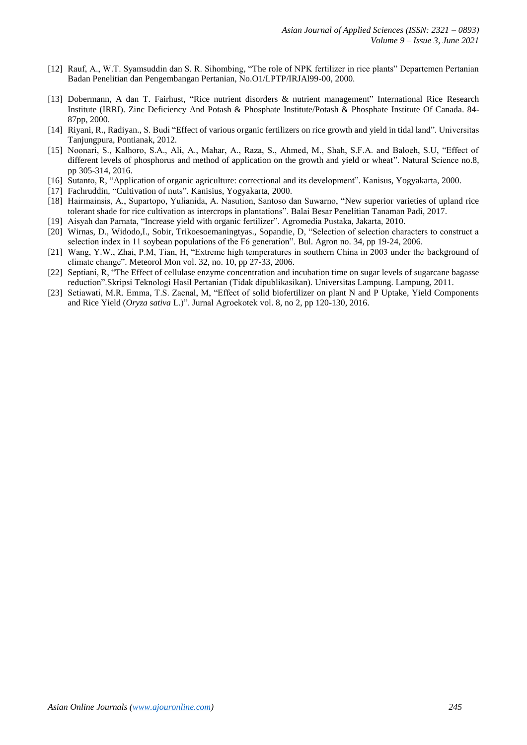[12] Rauf, A., W.T. Syamsuddin dan S. R. Sihombing, "The role of NPK fertilizer in rice plants" Departemen Pertanian Badan Penelitian dan Pengembangan Pertanian, No.O1/LPTP/IRJAl99-00, 2000.

[13] Dobermann, A dan T. Fairhust, "Rice nutrient disorders & nutrient management" International Rice Research Institute (IRRI). Zinc Deficiency And Potash & Phosphate Institute/Potash & Phosphate Institute Of Canada. 84-87pp, 2000.

[14] Riyani, R., Radiyan., S. Budi "Effect of various organic fertilizers on rice growth and yield in tidal land". Universitas Tanjungpura, Pontianak, 2012.

[15] Noonari, S., Kalhoro, S.A., Ali, A., Mahar, A., Raza, S., Ahmed, M., Shah, S.F.A. and Baloeh, S.U, "Effect of different levels of phosphorus and method of application on the growth and yield or wheat". Natural Science no.8, pp 305-314, 2016.

[16] Sutanto, R, "Application of organic agriculture: correctional and its development". Kanisus, Yogyakarta, 2000.

[17] Fachruddin, "Cultivation of nuts". Kanisius, Yogyakarta, 2000.

[18] Hairmainsis, A., Supartopo, Yulianida, A. Nasution, Santoso dan Suwarno, "New superior varieties of upland rice tolerant shade for rice cultivation as intercrops in plantations". Balai Besar Penelitian Tanaman Padi, 2017.

[19] Aisyah dan Parnata, "Increase yield with organic fertilizer". Agromedia Pustaka, Jakarta, 2010.

[20] Wirnas, D., Widodo,I., Sobir, Trikoesoemaningtyas., Sopandie, D, "Selection of selection characters to construct a selection index in 11 soybean populations of the F6 generation". Bul. Agron no. 34, pp 19-24, 2006.

[21] Wang, Y.W., Zhai, P.M, Tian, H, "Extreme high temperatures in southern China in 2003 under the background of climate change". Meteorol Mon vol. 32, no. 10, pp 27-33, 2006.

[22] Septiani, R, "The Effect of cellulase enzyme concentration and incubation time on sugar levels of sugarcane bagasse reduction".Skripsi Teknologi Hasil Pertanian (Tidak dipublikasikan). Universitas Lampung. Lampung, 2011.

[23] Setiawati, M.R. Emma, T.S. Zaenal, M, "Effect of solid biofertilizer on plant N and P Uptake, Yield Components and Rice Yield (*Oryza sativa* L.)". Jurnal Agroekotek vol. 8, no 2, pp 120-130, 2016.